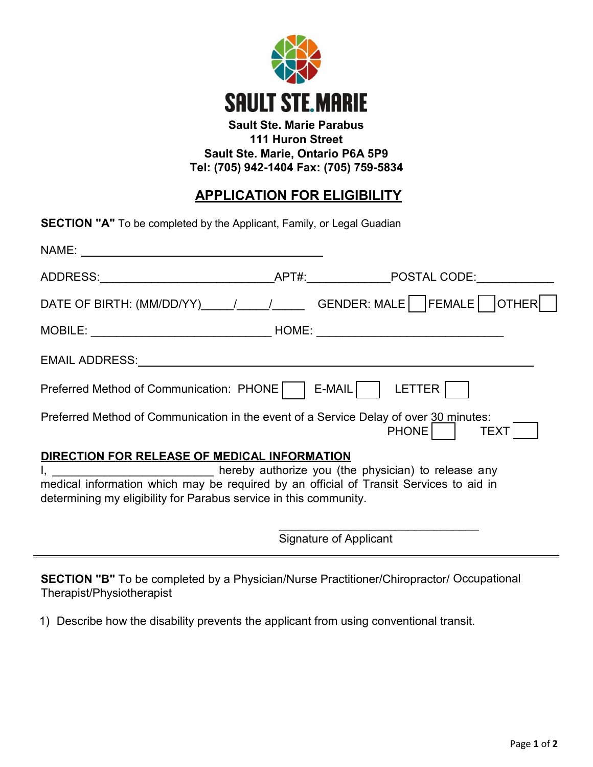**SAULT STE. MARIE**

**Sault Ste. Marie Parabus**
**111 Huron Street**
**Sault Ste. Marie, Ontario P6A 5P9**
**Tel: (705) 942-1404 Fax: (705) 759-5834**

# APPLICATION FOR ELIGIBILITY

**SECTION "A"** To be completed by the Applicant, Family, or Legal Guadian

NAME: ________________________________________

ADDRESS:___________________________APT#:_____________POSTAL CODE:____________

DATE OF BIRTH: (MM/DD/YY)_____/_____/_____ GENDER: MALE ☐ FEMALE ☐ OTHER ☐

MOBILE: ____________________________ HOME: _____________________________

EMAIL ADDRESS:____________________________________________________________

Preferred Method of Communication: PHONE ☐ E-MAIL ☐ LETTER ☐

Preferred Method of Communication in the event of a Service Delay of over 30 minutes:
PHONE ☐ TEXT ☐

**DIRECTION FOR RELEASE OF MEDICAL INFORMATION**

I, _________________________ hereby authorize you (the physician) to release any medical information which may be required by an official of Transit Services to aid in determining my eligibility for Parabus service in this community.

________________________________
Signature of Applicant

---

**SECTION "B"** To be completed by a Physician/Nurse Practitioner/Chiropractor/ Occupational Therapist/Physiotherapist

1) Describe how the disability prevents the applicant from using conventional transit.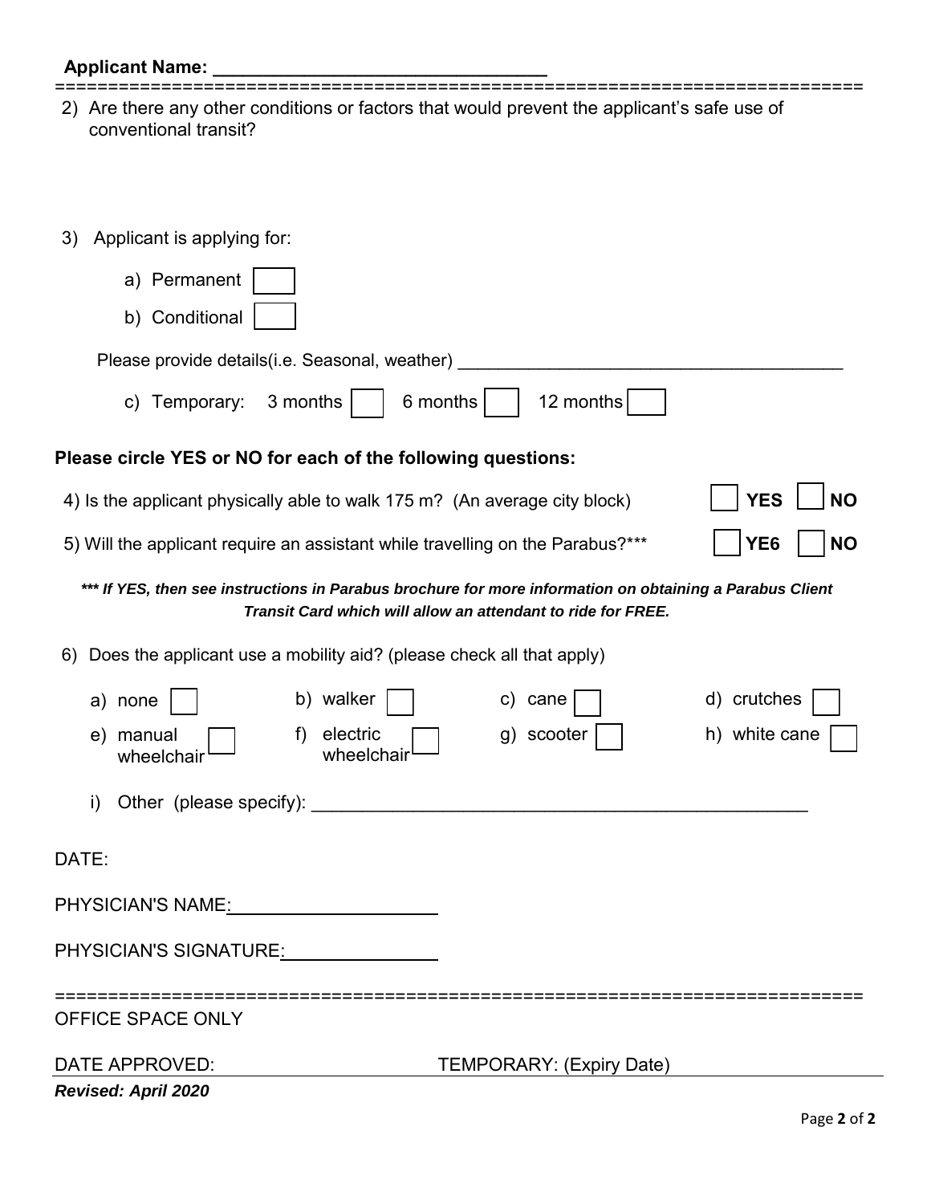**Applicant Name: ________________________________**

==========================================================================

2) Are there any other conditions or factors that would prevent the applicant's safe use of conventional transit?

3) Applicant is applying for:

   a) Permanent ☐

   b) Conditional ☐

   Please provide details(i.e. Seasonal, weather) ______________________________________

   c) Temporary: 3 months ☐ 6 months ☐ 12 months ☐

**Please circle YES or NO for each of the following questions:**

4) Is the applicant physically able to walk 175 m? (An average city block) ☐ **YES** ☐ **NO**

5) Will the applicant require an assistant while travelling on the Parabus?*** ☐ **YE6** ☐ **NO**

***\*\*\* If YES, then see instructions in Parabus brochure for more information on obtaining a Parabus Client Transit Card which will allow an attendant to ride for FREE.***

6) Does the applicant use a mobility aid? (please check all that apply)

   a) none ☐ b) walker ☐ c) cane ☐ d) crutches ☐

   e) manual wheelchair ☐ f) electric wheelchair ☐ g) scooter ☐ h) white cane ☐

   i) Other (please specify): __________________________________________________

DATE:

PHYSICIAN'S NAME:____________________

PHYSICIAN'S SIGNATURE:______________

==========================================================================

OFFICE SPACE ONLY

DATE APPROVED: TEMPORARY: (Expiry Date)

***Revised: April 2020***